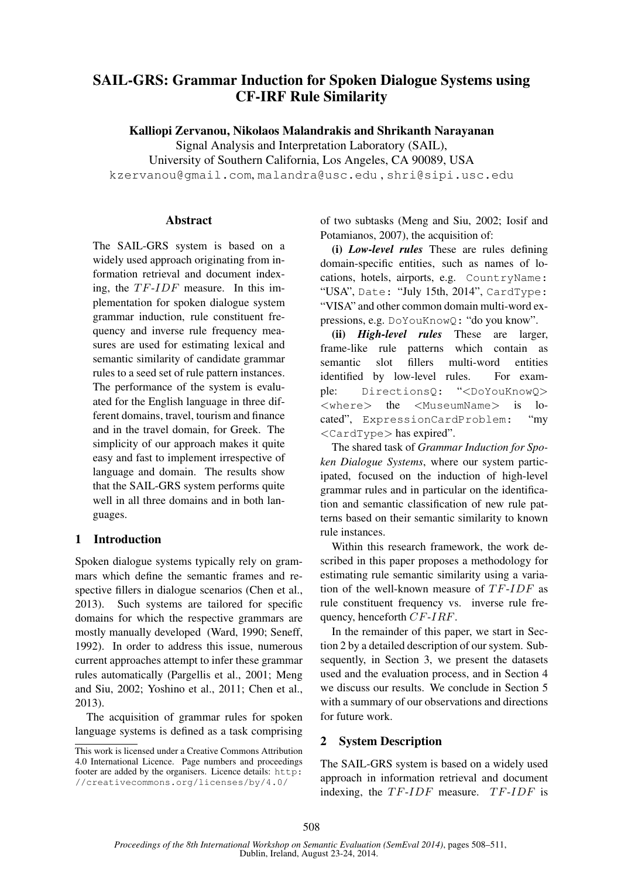# SAIL-GRS: Grammar Induction for Spoken Dialogue Systems using CF-IRF Rule Similarity

**Kalliopi Zervanou, Nikolaos Malandrakis and Shrikanth Narayanan**

Signal Analysis and Interpretation Laboratory (SAIL),
University of Southern California, Los Angeles, CA 90089, USA
kzervanou@gmail.com, malandra@usc.edu , shri@sipi.usc.edu

## Abstract

The SAIL-GRS system is based on a widely used approach originating from information retrieval and document indexing, the $TF\text{-}IDF$ measure. In this implementation for spoken dialogue system grammar induction, rule constituent frequency and inverse rule frequency measures are used for estimating lexical and semantic similarity of candidate grammar rules to a seed set of rule pattern instances. The performance of the system is evaluated for the English language in three different domains, travel, tourism and finance and in the travel domain, for Greek. The simplicity of our approach makes it quite easy and fast to implement irrespective of language and domain. The results show that the SAIL-GRS system performs quite well in all three domains and in both languages.

## 1 Introduction

Spoken dialogue systems typically rely on grammars which define the semantic frames and respective fillers in dialogue scenarios (Chen et al., 2013). Such systems are tailored for specific domains for which the respective grammars are mostly manually developed (Ward, 1990; Seneff, 1992). In order to address this issue, numerous current approaches attempt to infer these grammar rules automatically (Pargellis et al., 2001; Meng and Siu, 2002; Yoshino et al., 2011; Chen et al., 2013).

The acquisition of grammar rules for spoken language systems is defined as a task comprising of two subtasks (Meng and Siu, 2002; Iosif and Potamianos, 2007), the acquisition of:

**(i)** ***Low-level rules*** These are rules defining domain-specific entities, such as names of locations, hotels, airports, e.g. `CountryName:` "USA", `Date:` "July 15th, 2014", `CardType:` "VISA" and other common domain multi-word expressions, e.g. `DoYouKnowQ:` "do you know".

**(ii)** ***High-level rules*** These are larger, frame-like rule patterns which contain as semantic slot fillers multi-word entities identified by low-level rules. For example: `DirectionsQ:` "<DoYouKnowQ> <where> the <MuseumName> is located", `ExpressionCardProblem:` "my <CardType> has expired".

The shared task of *Grammar Induction for Spoken Dialogue Systems*, where our system participated, focused on the induction of high-level grammar rules and in particular on the identification and semantic classification of new rule patterns based on their semantic similarity to known rule instances.

Within this research framework, the work described in this paper proposes a methodology for estimating rule semantic similarity using a variation of the well-known measure of $TF\text{-}IDF$ as rule constituent frequency vs. inverse rule frequency, henceforth $CF\text{-}IRF$.

In the remainder of this paper, we start in Section 2 by a detailed description of our system. Subsequently, in Section 3, we present the datasets used and the evaluation process, and in Section 4 we discuss our results. We conclude in Section 5 with a summary of our observations and directions for future work.

## 2 System Description

The SAIL-GRS system is based on a widely used approach in information retrieval and document indexing, the $TF\text{-}IDF$ measure. $TF\text{-}IDF$ is

This work is licensed under a Creative Commons Attribution 4.0 International Licence. Page numbers and proceedings footer are added by the organisers. Licence details: http://creativecommons.org/licenses/by/4.0/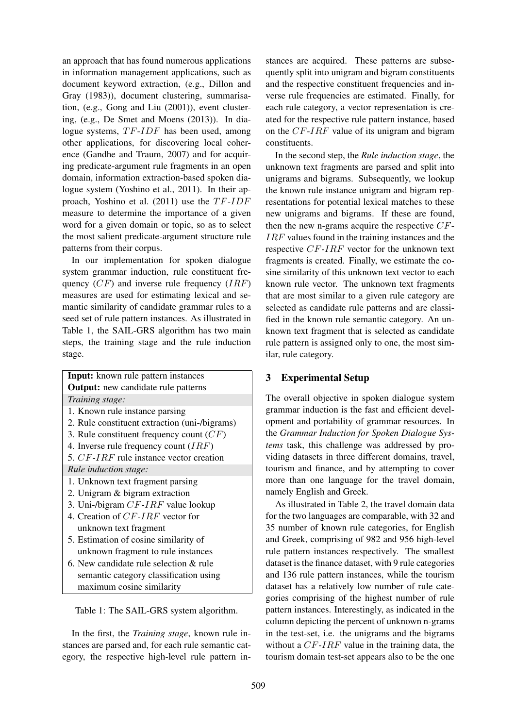an approach that has found numerous applications in information management applications, such as document keyword extraction, (e.g., Dillon and Gray (1983)), document clustering, summarisation, (e.g., Gong and Liu (2001)), event clustering, (e.g., De Smet and Moens (2013)). In dialogue systems, $TF\text{-}IDF$ has been used, among other applications, for discovering local coherence (Gandhe and Traum, 2007) and for acquiring predicate-argument rule fragments in an open domain, information extraction-based spoken dialogue system (Yoshino et al., 2011). In their approach, Yoshino et al. (2011) use the $TF\text{-}IDF$ measure to determine the importance of a given word for a given domain or topic, so as to select the most salient predicate-argument structure rule patterns from their corpus.

In our implementation for spoken dialogue system grammar induction, rule constituent frequency ($CF$) and inverse rule frequency ($IRF$) measures are used for estimating lexical and semantic similarity of candidate grammar rules to a seed set of rule pattern instances. As illustrated in Table 1, the SAIL-GRS algorithm has two main steps, the training stage and the rule induction stage.

| **Input:** known rule pattern instances |
|---|
| **Output:** new candidate rule patterns |
| *Training stage:* |
| 1. Known rule instance parsing |
| 2. Rule constituent extraction (uni-/bigrams) |
| 3. Rule constituent frequency count ($CF$) |
| 4. Inverse rule frequency count ($IRF$) |
| 5. $CF\text{-}IRF$ rule instance vector creation |
| *Rule induction stage:* |
| 1. Unknown text fragment parsing |
| 2. Unigram & bigram extraction |
| 3. Uni-/bigram $CF\text{-}IRF$ value lookup |
| 4. Creation of $CF\text{-}IRF$ vector for unknown text fragment |
| 5. Estimation of cosine similarity of unknown fragment to rule instances |
| 6. New candidate rule selection & rule semantic category classification using maximum cosine similarity |

Table 1: The SAIL-GRS system algorithm.

In the first, the *Training stage*, known rule instances are parsed and, for each rule semantic category, the respective high-level rule pattern instances are acquired. These patterns are subsequently split into unigram and bigram constituents and the respective constituent frequencies and inverse rule frequencies are estimated. Finally, for each rule category, a vector representation is created for the respective rule pattern instance, based on the $CF\text{-}IRF$ value of its unigram and bigram constituents.

In the second step, the *Rule induction stage*, the unknown text fragments are parsed and split into unigrams and bigrams. Subsequently, we lookup the known rule instance unigram and bigram representations for potential lexical matches to these new unigrams and bigrams. If these are found, then the new n-grams acquire the respective $CF\text{-}IRF$ values found in the training instances and the respective $CF\text{-}IRF$ vector for the unknown text fragments is created. Finally, we estimate the cosine similarity of this unknown text vector to each known rule vector. The unknown text fragments that are most similar to a given rule category are selected as candidate rule patterns and are classified in the known rule semantic category. An unknown text fragment that is selected as candidate rule pattern is assigned only to one, the most similar, rule category.

## 3 Experimental Setup

The overall objective in spoken dialogue system grammar induction is the fast and efficient development and portability of grammar resources. In the *Grammar Induction for Spoken Dialogue Systems* task, this challenge was addressed by providing datasets in three different domains, travel, tourism and finance, and by attempting to cover more than one language for the travel domain, namely English and Greek.

As illustrated in Table 2, the travel domain data for the two languages are comparable, with 32 and 35 number of known rule categories, for English and Greek, comprising of 982 and 956 high-level rule pattern instances respectively. The smallest dataset is the finance dataset, with 9 rule categories and 136 rule pattern instances, while the tourism dataset has a relatively low number of rule categories comprising of the highest number of rule pattern instances. Interestingly, as indicated in the column depicting the percent of unknown n-grams in the test-set, i.e. the unigrams and the bigrams without a $CF\text{-}IRF$ value in the training data, the tourism domain test-set appears also to be the one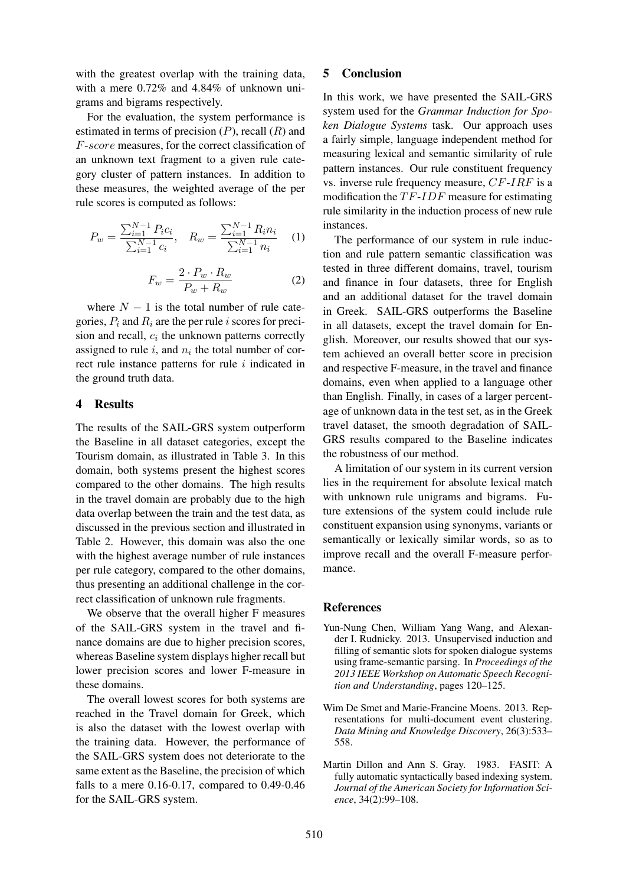with the greatest overlap with the training data, with a mere 0.72% and 4.84% of unknown unigrams and bigrams respectively.

For the evaluation, the system performance is estimated in terms of precision ($P$), recall ($R$) and $F$-$score$ measures, for the correct classification of an unknown text fragment to a given rule category cluster of pattern instances. In addition to these measures, the weighted average of the per rule scores is computed as follows:

$$P_w = \frac{\sum_{i=1}^{N-1} P_i c_i}{\sum_{i=1}^{N-1} c_i}, \quad R_w = \frac{\sum_{i=1}^{N-1} R_i n_i}{\sum_{i=1}^{N-1} n_i} \quad (1)$$

$$F_w = \frac{2 \cdot P_w \cdot R_w}{P_w + R_w} \quad (2)$$

where $N-1$ is the total number of rule categories, $P_i$ and $R_i$ are the per rule $i$ scores for precision and recall, $c_i$ the unknown patterns correctly assigned to rule $i$, and $n_i$ the total number of correct rule instance patterns for rule $i$ indicated in the ground truth data.

## 4 Results

The results of the SAIL-GRS system outperform the Baseline in all dataset categories, except the Tourism domain, as illustrated in Table 3. In this domain, both systems present the highest scores compared to the other domains. The high results in the travel domain are probably due to the high data overlap between the train and the test data, as discussed in the previous section and illustrated in Table 2. However, this domain was also the one with the highest average number of rule instances per rule category, compared to the other domains, thus presenting an additional challenge in the correct classification of unknown rule fragments.

We observe that the overall higher F measures of the SAIL-GRS system in the travel and finance domains are due to higher precision scores, whereas Baseline system displays higher recall but lower precision scores and lower F-measure in these domains.

The overall lowest scores for both systems are reached in the Travel domain for Greek, which is also the dataset with the lowest overlap with the training data. However, the performance of the SAIL-GRS system does not deteriorate to the same extent as the Baseline, the precision of which falls to a mere 0.16-0.17, compared to 0.49-0.46 for the SAIL-GRS system.

## 5 Conclusion

In this work, we have presented the SAIL-GRS system used for the *Grammar Induction for Spoken Dialogue Systems* task. Our approach uses a fairly simple, language independent method for measuring lexical and semantic similarity of rule pattern instances. Our rule constituent frequency vs. inverse rule frequency measure, $CF$-$IRF$ is a modification the $TF$-$IDF$ measure for estimating rule similarity in the induction process of new rule instances.

The performance of our system in rule induction and rule pattern semantic classification was tested in three different domains, travel, tourism and finance in four datasets, three for English and an additional dataset for the travel domain in Greek. SAIL-GRS outperforms the Baseline in all datasets, except the travel domain for English. Moreover, our results showed that our system achieved an overall better score in precision and respective F-measure, in the travel and finance domains, even when applied to a language other than English. Finally, in cases of a larger percentage of unknown data in the test set, as in the Greek travel dataset, the smooth degradation of SAIL-GRS results compared to the Baseline indicates the robustness of our method.

A limitation of our system in its current version lies in the requirement for absolute lexical match with unknown rule unigrams and bigrams. Future extensions of the system could include rule constituent expansion using synonyms, variants or semantically or lexically similar words, so as to improve recall and the overall F-measure performance.

## References

Yun-Nung Chen, William Yang Wang, and Alexander I. Rudnicky. 2013. Unsupervised induction and filling of semantic slots for spoken dialogue systems using frame-semantic parsing. In *Proceedings of the 2013 IEEE Workshop on Automatic Speech Recognition and Understanding*, pages 120–125.

Wim De Smet and Marie-Francine Moens. 2013. Representations for multi-document event clustering. *Data Mining and Knowledge Discovery*, 26(3):533–558.

Martin Dillon and Ann S. Gray. 1983. FASIT: A fully automatic syntactically based indexing system. *Journal of the American Society for Information Science*, 34(2):99–108.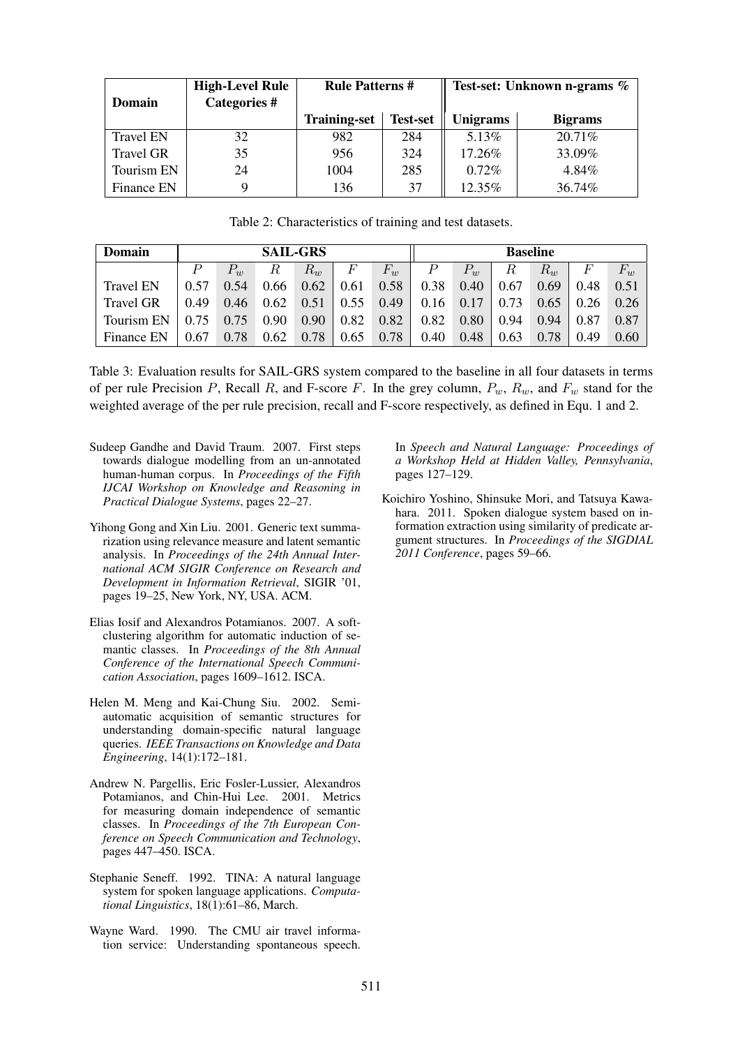| Domain | High-Level Rule Categories # | Rule Patterns # | | Test-set: Unknown n-grams % | |
|---|---|---|---|---|---|
| | | Training-set | Test-set | Unigrams | Bigrams |
| Travel EN | 32 | 982 | 284 | 5.13% | 20.71% |
| Travel GR | 35 | 956 | 324 | 17.26% | 33.09% |
| Tourism EN | 24 | 1004 | 285 | 0.72% | 4.84% |
| Finance EN | 9 | 136 | 37 | 12.35% | 36.74% |

Table 2: Characteristics of training and test datasets.

| Domain | SAIL-GRS | | | | | | Baseline | | | | | |
|---|---|---|---|---|---|---|---|---|---|---|---|---|
| | $P$ | $P_w$ | $R$ | $R_w$ | $F$ | $F_w$ | $P$ | $P_w$ | $R$ | $R_w$ | $F$ | $F_w$ |
| Travel EN | 0.57 | 0.54 | 0.66 | 0.62 | 0.61 | 0.58 | 0.38 | 0.40 | 0.67 | 0.69 | 0.48 | 0.51 |
| Travel GR | 0.49 | 0.46 | 0.62 | 0.51 | 0.55 | 0.49 | 0.16 | 0.17 | 0.73 | 0.65 | 0.26 | 0.26 |
| Tourism EN | 0.75 | 0.75 | 0.90 | 0.90 | 0.82 | 0.82 | 0.82 | 0.80 | 0.94 | 0.94 | 0.87 | 0.87 |
| Finance EN | 0.67 | 0.78 | 0.62 | 0.78 | 0.65 | 0.78 | 0.40 | 0.48 | 0.63 | 0.78 | 0.49 | 0.60 |

Table 3: Evaluation results for SAIL-GRS system compared to the baseline in all four datasets in terms of per rule Precision $P$, Recall $R$, and F-score $F$. In the grey column, $P_w$, $R_w$, and $F_w$ stand for the weighted average of the per rule precision, recall and F-score respectively, as defined in Equ. 1 and 2.

Sudeep Gandhe and David Traum. 2007. First steps towards dialogue modelling from an un-annotated human-human corpus. In *Proceedings of the Fifth IJCAI Workshop on Knowledge and Reasoning in Practical Dialogue Systems*, pages 22–27.

Yihong Gong and Xin Liu. 2001. Generic text summarization using relevance measure and latent semantic analysis. In *Proceedings of the 24th Annual International ACM SIGIR Conference on Research and Development in Information Retrieval*, SIGIR '01, pages 19–25, New York, NY, USA. ACM.

Elias Iosif and Alexandros Potamianos. 2007. A soft-clustering algorithm for automatic induction of semantic classes. In *Proceedings of the 8th Annual Conference of the International Speech Communication Association*, pages 1609–1612. ISCA.

Helen M. Meng and Kai-Chung Siu. 2002. Semi-automatic acquisition of semantic structures for understanding domain-specific natural language queries. *IEEE Transactions on Knowledge and Data Engineering*, 14(1):172–181.

Andrew N. Pargellis, Eric Fosler-Lussier, Alexandros Potamianos, and Chin-Hui Lee. 2001. Metrics for measuring domain independence of semantic classes. In *Proceedings of the 7th European Conference on Speech Communication and Technology*, pages 447–450. ISCA.

Stephanie Seneff. 1992. TINA: A natural language system for spoken language applications. *Computational Linguistics*, 18(1):61–86, March.

Wayne Ward. 1990. The CMU air travel information service: Understanding spontaneous speech. In *Speech and Natural Language: Proceedings of a Workshop Held at Hidden Valley, Pennsylvania*, pages 127–129.

Koichiro Yoshino, Shinsuke Mori, and Tatsuya Kawahara. 2011. Spoken dialogue system based on information extraction using similarity of predicate argument structures. In *Proceedings of the SIGDIAL 2011 Conference*, pages 59–66.